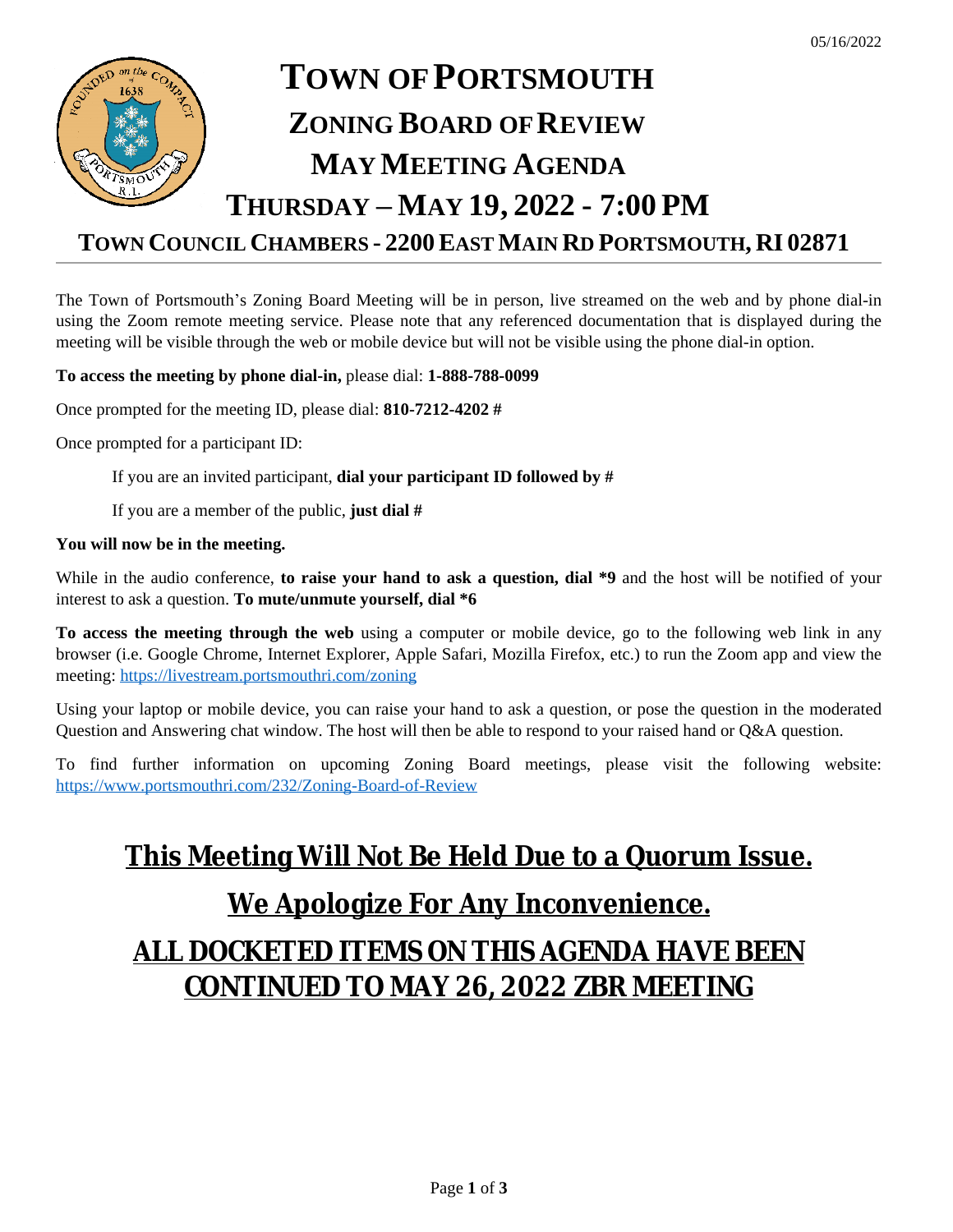05/16/2022

# TOWN OF PORTSMOUTH

## ZONING BOARD OF REVIEW

## MAY MEETING AGENDA

## THURSDAY – MAY 19, 2022 - 7:00 PM

### TOWN COUNCIL CHAMBERS - 2200 EAST MAIN RD PORTSMOUTH, RI 02871

The Town of Portsmouth's Zoning Board Meeting will be in person, live streamed on the web and by phone dial-in using the Zoom remote meeting service. Please note that any referenced documentation that is displayed during the meeting will be visible through the web or mobile device but will not be visible using the phone dial-in option.

**To access the meeting by phone dial-in,** please dial: **1-888-788-0099**

Once prompted for the meeting ID, please dial: **810-7212-4202 #**

Once prompted for a participant ID:

If you are an invited participant, **dial your participant ID followed by #**

If you are a member of the public, **just dial #**

**You will now be in the meeting.**

While in the audio conference, **to raise your hand to ask a question, dial *9** and the host will be notified of your interest to ask a question. **To mute/unmute yourself, dial *6**

**To access the meeting through the web** using a computer or mobile device, go to the following web link in any browser (i.e. Google Chrome, Internet Explorer, Apple Safari, Mozilla Firefox, etc.) to run the Zoom app and view the meeting: https://livestream.portsmouthri.com/zoning

Using your laptop or mobile device, you can raise your hand to ask a question, or pose the question in the moderated Question and Answering chat window. The host will then be able to respond to your raised hand or Q&A question.

To find further information on upcoming Zoning Board meetings, please visit the following website: https://www.portsmouthri.com/232/Zoning-Board-of-Review

## This Meeting Will Not Be Held Due to a Quorum Issue.

## We Apologize For Any Inconvenience.

## ALL DOCKETED ITEMS ON THIS AGENDA HAVE BEEN CONTINUED TO MAY 26, 2022 ZBR MEETING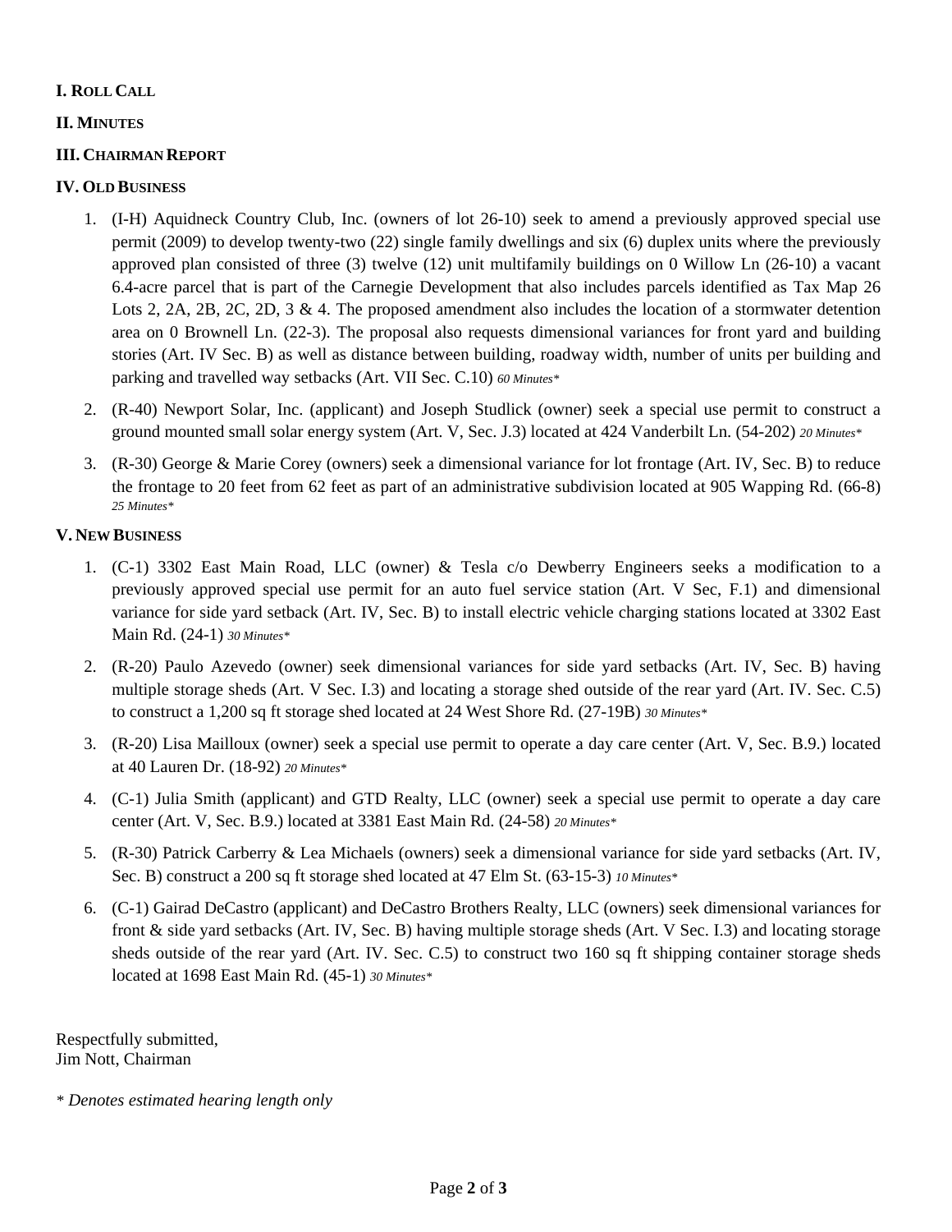**I. ROLL CALL**

**II. MINUTES**

**III. CHAIRMAN REPORT**

**IV. OLD BUSINESS**

1. (I-H) Aquidneck Country Club, Inc. (owners of lot 26-10) seek to amend a previously approved special use permit (2009) to develop twenty-two (22) single family dwellings and six (6) duplex units where the previously approved plan consisted of three (3) twelve (12) unit multifamily buildings on 0 Willow Ln (26-10) a vacant 6.4-acre parcel that is part of the Carnegie Development that also includes parcels identified as Tax Map 26 Lots 2, 2A, 2B, 2C, 2D, 3 & 4. The proposed amendment also includes the location of a stormwater detention area on 0 Brownell Ln. (22-3). The proposal also requests dimensional variances for front yard and building stories (Art. IV Sec. B) as well as distance between building, roadway width, number of units per building and parking and travelled way setbacks (Art. VII Sec. C.10) *60 Minutes**

2. (R-40) Newport Solar, Inc. (applicant) and Joseph Studlick (owner) seek a special use permit to construct a ground mounted small solar energy system (Art. V, Sec. J.3) located at 424 Vanderbilt Ln. (54-202) *20 Minutes**

3. (R-30) George & Marie Corey (owners) seek a dimensional variance for lot frontage (Art. IV, Sec. B) to reduce the frontage to 20 feet from 62 feet as part of an administrative subdivision located at 905 Wapping Rd. (66-8) *25 Minutes**

**V. NEW BUSINESS**

1. (C-1) 3302 East Main Road, LLC (owner) & Tesla c/o Dewberry Engineers seeks a modification to a previously approved special use permit for an auto fuel service station (Art. V Sec, F.1) and dimensional variance for side yard setback (Art. IV, Sec. B) to install electric vehicle charging stations located at 3302 East Main Rd. (24-1) *30 Minutes**

2. (R-20) Paulo Azevedo (owner) seek dimensional variances for side yard setbacks (Art. IV, Sec. B) having multiple storage sheds (Art. V Sec. I.3) and locating a storage shed outside of the rear yard (Art. IV. Sec. C.5) to construct a 1,200 sq ft storage shed located at 24 West Shore Rd. (27-19B) *30 Minutes**

3. (R-20) Lisa Mailloux (owner) seek a special use permit to operate a day care center (Art. V, Sec. B.9.) located at 40 Lauren Dr. (18-92) *20 Minutes**

4. (C-1) Julia Smith (applicant) and GTD Realty, LLC (owner) seek a special use permit to operate a day care center (Art. V, Sec. B.9.) located at 3381 East Main Rd. (24-58) *20 Minutes**

5. (R-30) Patrick Carberry & Lea Michaels (owners) seek a dimensional variance for side yard setbacks (Art. IV, Sec. B) construct a 200 sq ft storage shed located at 47 Elm St. (63-15-3) *10 Minutes**

6. (C-1) Gairad DeCastro (applicant) and DeCastro Brothers Realty, LLC (owners) seek dimensional variances for front & side yard setbacks (Art. IV, Sec. B) having multiple storage sheds (Art. V Sec. I.3) and locating storage sheds outside of the rear yard (Art. IV. Sec. C.5) to construct two 160 sq ft shipping container storage sheds located at 1698 East Main Rd. (45-1) *30 Minutes**

Respectfully submitted,
Jim Nott, Chairman

*\* Denotes estimated hearing length only*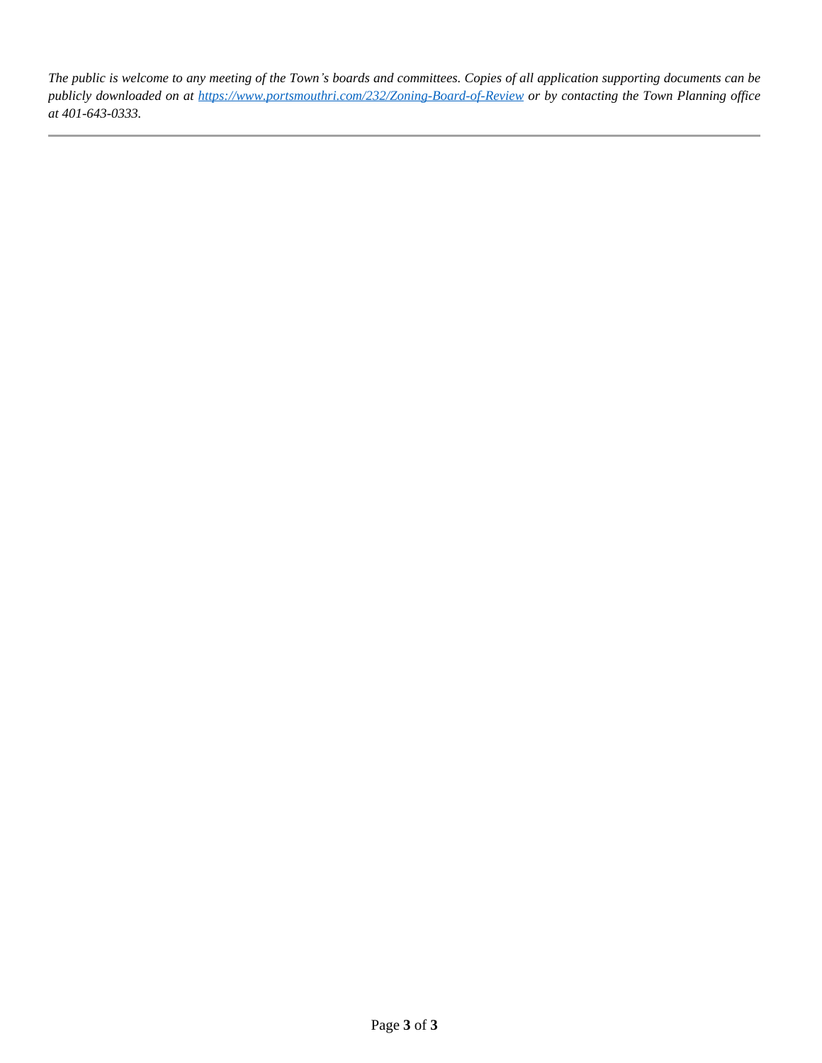*The public is welcome to any meeting of the Town's boards and committees. Copies of all application supporting documents can be publicly downloaded on at [https://www.portsmouthri.com/232/Zoning-Board-of-Review](https://www.portsmouthri.com/232/Zoning-Board-of-Review) or by contacting the Town Planning office at 401-643-0333.*

---